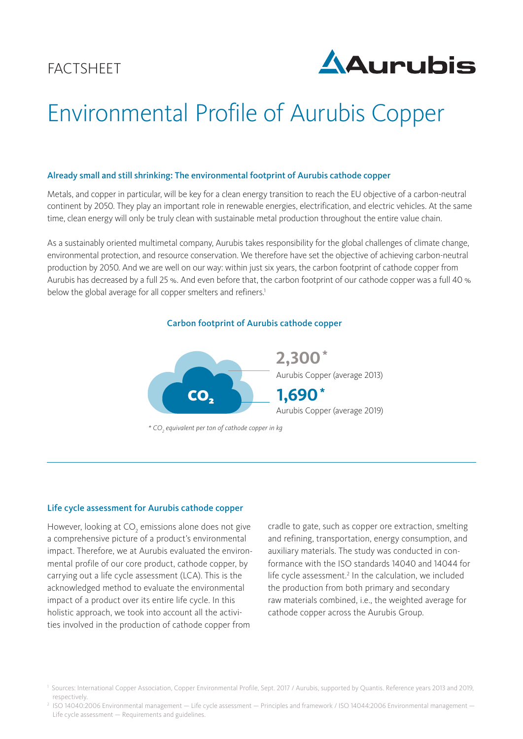FACTSHEET

# Environmental Profile of Aurubis Copper

### Already small and still shrinking: The environmental footprint of Aurubis cathode copper

Metals, and copper in particular, will be key for a clean energy transition to reach the EU objective of a carbon-neutral continent by 2050. They play an important role in renewable energies, electrification, and electric vehicles. At the same time, clean energy will only be truly clean with sustainable metal production throughout the entire value chain.

As a sustainably oriented multimetal company, Aurubis takes responsibility for the global challenges of climate change, environmental protection, and resource conservation. We therefore have set the objective of achieving carbon-neutral production by 2050. And we are well on our way: within just six years, the carbon footprint of cathode copper from Aurubis has decreased by a full 25 %. And even before that, the carbon footprint of our cathode copper was a full 40 % below the global average for all copper smelters and refiners.[1]

#### Carbon footprint of Aurubis cathode copper

$CO_2$

**2,300***
Aurubis Copper (average 2013)

**1,690***
Aurubis Copper (average 2019)

*\* $CO_2$ equivalent per ton of cathode copper in kg*

---

### Life cycle assessment for Aurubis cathode copper

However, looking at $CO_2$ emissions alone does not give a comprehensive picture of a product's environmental impact. Therefore, we at Aurubis evaluated the environmental profile of our core product, cathode copper, by carrying out a life cycle assessment (LCA). This is the acknowledged method to evaluate the environmental impact of a product over its entire life cycle. In this holistic approach, we took into account all the activities involved in the production of cathode copper from cradle to gate, such as copper ore extraction, smelting and refining, transportation, energy consumption, and auxiliary materials. The study was conducted in conformance with the ISO standards 14040 and 14044 for life cycle assessment.[2] In the calculation, we included the production from both primary and secondary raw materials combined, i.e., the weighted average for cathode copper across the Aurubis Group.

[1] Sources: International Copper Association, Copper Environmental Profile, Sept. 2017 / Aurubis, supported by Quantis. Reference years 2013 and 2019, respectively.

[2] ISO 14040:2006 Environmental management — Life cycle assessment — Principles and framework / ISO 14044:2006 Environmental management — Life cycle assessment — Requirements and guidelines.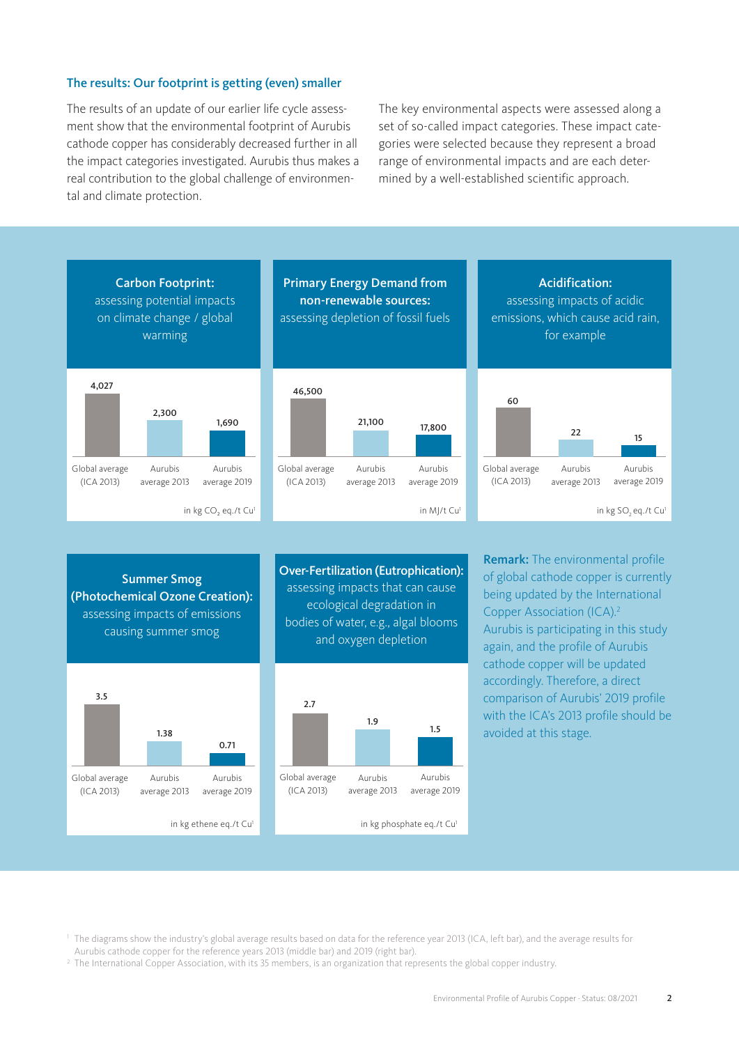## The results: Our footprint is getting (even) smaller

The results of an update of our earlier life cycle assessment show that the environmental footprint of Aurubis cathode copper has considerably decreased further in all the impact categories investigated. Aurubis thus makes a real contribution to the global challenge of environmental and climate protection.

The key environmental aspects were assessed along a set of so-called impact categories. These impact categories were selected because they represent a broad range of environmental impacts and are each determined by a well-established scientific approach.

### Carbon Footprint:

assessing potential impacts on climate change / global warming

| Global average (ICA 2013) | Aurubis average 2013 | Aurubis average 2019 |
|---|---|---|
| 4,027 | 2,300 | 1,690 |

in kg $CO_2$ eq./t Cu[1]

### Primary Energy Demand from non-renewable sources:

assessing depletion of fossil fuels

| Global average (ICA 2013) | Aurubis average 2013 | Aurubis average 2019 |
|---|---|---|
| 46,500 | 21,100 | 17,800 |

in MJ/t Cu[1]

### Acidification:

assessing impacts of acidic emissions, which cause acid rain, for example

| Global average (ICA 2013) | Aurubis average 2013 | Aurubis average 2019 |
|---|---|---|
| 60 | 22 | 15 |

in kg $SO_2$ eq./t Cu[1]

### Summer Smog (Photochemical Ozone Creation):

assessing impacts of emissions causing summer smog

| Global average (ICA 2013) | Aurubis average 2013 | Aurubis average 2019 |
|---|---|---|
| 3.5 | 1.38 | 0.71 |

in kg ethene eq./t Cu[1]

### Over-Fertilization (Eutrophication):

assessing impacts that can cause ecological degradation in bodies of water, e.g., algal blooms and oxygen depletion

| Global average (ICA 2013) | Aurubis average 2013 | Aurubis average 2019 |
|---|---|---|
| 2.7 | 1.9 | 1.5 |

in kg phosphate eq./t Cu[1]

**Remark:** The environmental profile of global cathode copper is currently being updated by the International Copper Association (ICA).[2] Aurubis is participating in this study again, and the profile of Aurubis cathode copper will be updated accordingly. Therefore, a direct comparison of Aurubis' 2019 profile with the ICA's 2013 profile should be avoided at this stage.

[1] The diagrams show the industry's global average results based on data for the reference year 2013 (ICA, left bar), and the average results for Aurubis cathode copper for the reference years 2013 (middle bar) and 2019 (right bar).

[2] The International Copper Association, with its 35 members, is an organization that represents the global copper industry.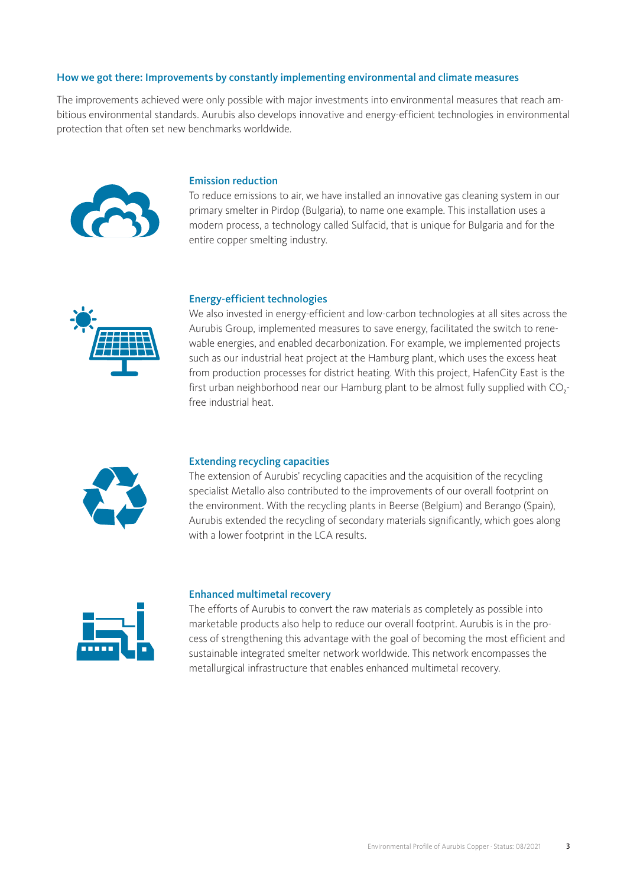### How we got there: Improvements by constantly implementing environmental and climate measures

The improvements achieved were only possible with major investments into environmental measures that reach ambitious environmental standards. Aurubis also develops innovative and energy-efficient technologies in environmental protection that often set new benchmarks worldwide.

#### Emission reduction

To reduce emissions to air, we have installed an innovative gas cleaning system in our primary smelter in Pirdop (Bulgaria), to name one example. This installation uses a modern process, a technology called Sulfacid, that is unique for Bulgaria and for the entire copper smelting industry.

#### Energy-efficient technologies

We also invested in energy-efficient and low-carbon technologies at all sites across the Aurubis Group, implemented measures to save energy, facilitated the switch to renewable energies, and enabled decarbonization. For example, we implemented projects such as our industrial heat project at the Hamburg plant, which uses the excess heat from production processes for district heating. With this project, HafenCity East is the first urban neighborhood near our Hamburg plant to be almost fully supplied with $CO_2$-free industrial heat.

#### Extending recycling capacities

The extension of Aurubis' recycling capacities and the acquisition of the recycling specialist Metallo also contributed to the improvements of our overall footprint on the environment. With the recycling plants in Beerse (Belgium) and Berango (Spain), Aurubis extended the recycling of secondary materials significantly, which goes along with a lower footprint in the LCA results.

#### Enhanced multimetal recovery

The efforts of Aurubis to convert the raw materials as completely as possible into marketable products also help to reduce our overall footprint. Aurubis is in the process of strengthening this advantage with the goal of becoming the most efficient and sustainable integrated smelter network worldwide. This network encompasses the metallurgical infrastructure that enables enhanced multimetal recovery.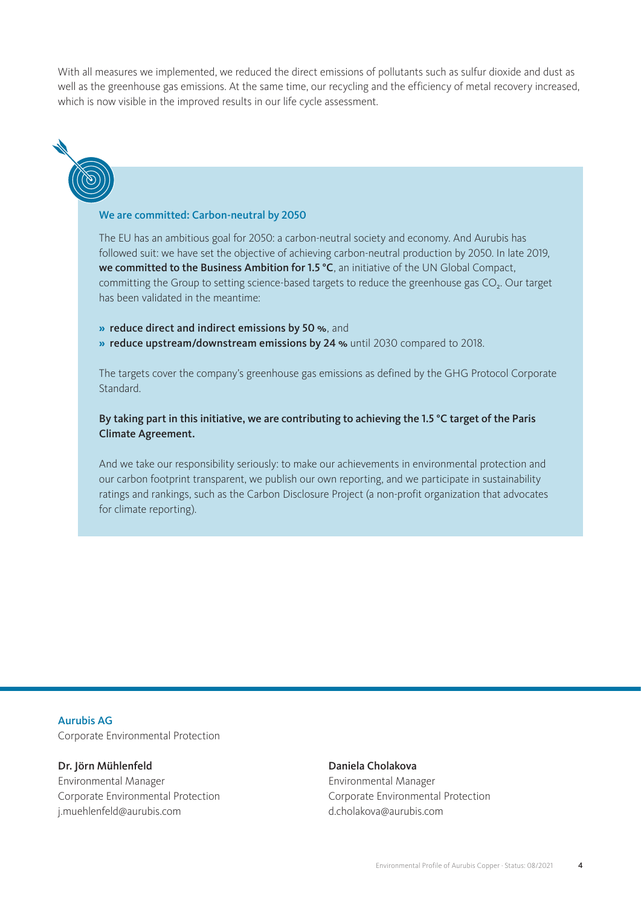With all measures we implemented, we reduced the direct emissions of pollutants such as sulfur dioxide and dust as well as the greenhouse gas emissions. At the same time, our recycling and the efficiency of metal recovery increased, which is now visible in the improved results in our life cycle assessment.

### We are committed: Carbon-neutral by 2050

The EU has an ambitious goal for 2050: a carbon-neutral society and economy. And Aurubis has followed suit: we have set the objective of achieving carbon-neutral production by 2050. In late 2019, **we committed to the Business Ambition for 1.5 °C**, an initiative of the UN Global Compact, committing the Group to setting science-based targets to reduce the greenhouse gas $CO_2$. Our target has been validated in the meantime:

- **reduce direct and indirect emissions by 50 %**, and
- **reduce upstream/downstream emissions by 24 %** until 2030 compared to 2018.

The targets cover the company's greenhouse gas emissions as defined by the GHG Protocol Corporate Standard.

**By taking part in this initiative, we are contributing to achieving the 1.5 °C target of the Paris Climate Agreement.**

And we take our responsibility seriously: to make our achievements in environmental protection and our carbon footprint transparent, we publish our own reporting, and we participate in sustainability ratings and rankings, such as the Carbon Disclosure Project (a non-profit organization that advocates for climate reporting).

**Aurubis AG**
Corporate Environmental Protection

**Dr. Jörn Mühlenfeld**
Environmental Manager
Corporate Environmental Protection
j.muehlenfeld@aurubis.com

**Daniela Cholakova**
Environmental Manager
Corporate Environmental Protection
d.cholakova@aurubis.com